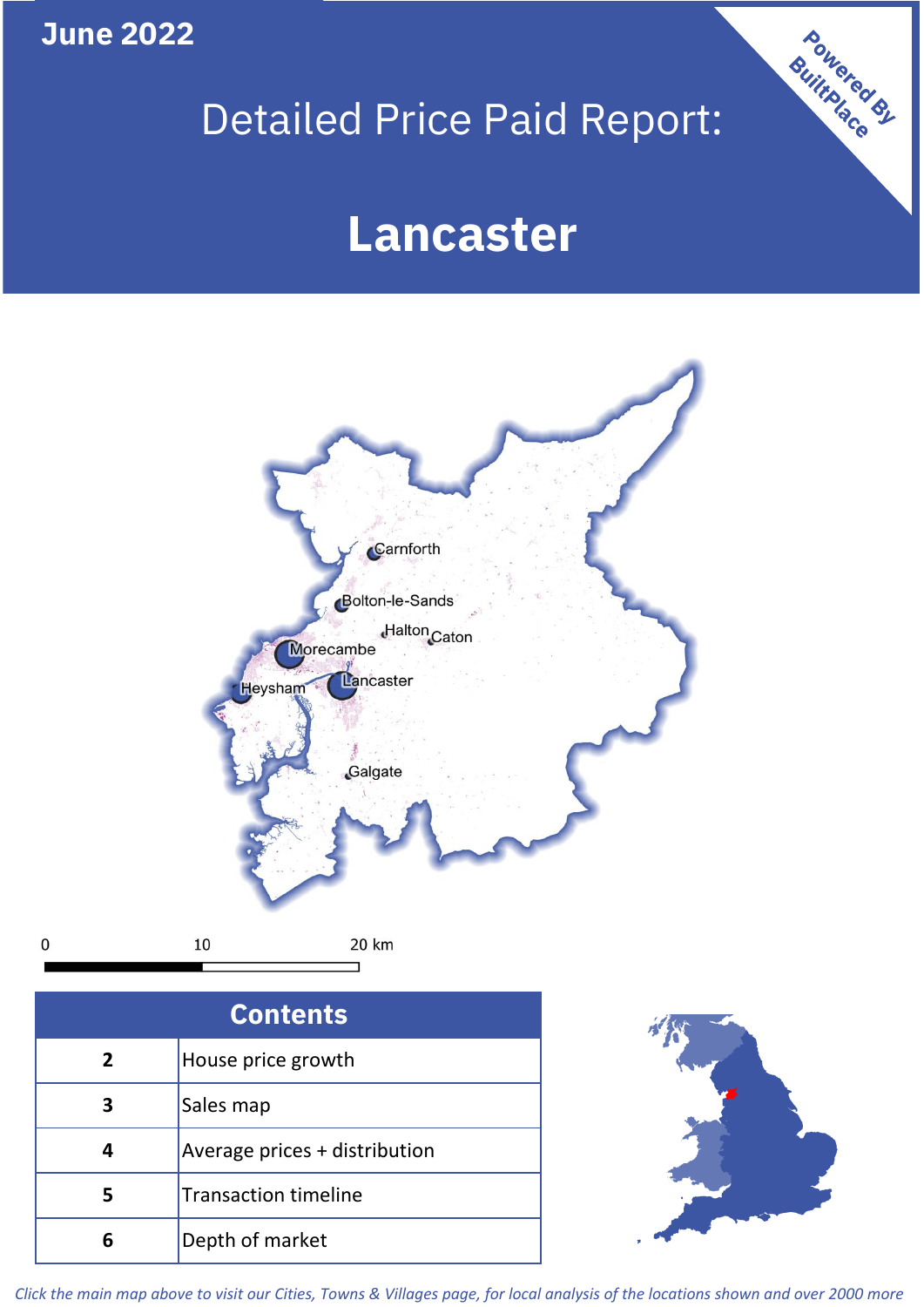June 2022

# Detailed Price Paid Report:

# Lancaster

Powered By BuiltPlace

Carnforth

Bolton-le-Sands

Halton

Caton

Morecambe

Lancaster

Heysham

Galgate

0 10 20 km

| Contents | |
|---|---|
| 2 | House price growth |
| 3 | Sales map |
| 4 | Average prices + distribution |
| 5 | Transaction timeline |
| 6 | Depth of market |

*Click the main map above to visit our Cities, Towns & Villages page, for local analysis of the locations shown and over 2000 more*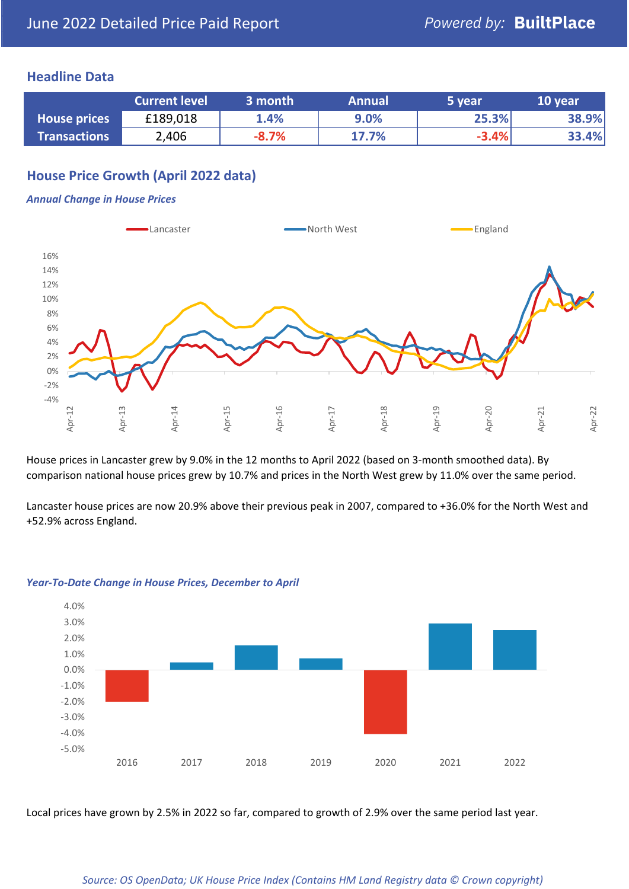June 2022 Detailed Price Paid Report

## Headline Data

| | Current level | 3 month | Annual | 5 year | 10 year |
|---|---|---|---|---|---|
| House prices | £189,018 | 1.4% | 9.0% | 25.3% | 38.9% |
| Transactions | 2,406 | -8.7% | 17.7% | -3.4% | 33.4% |

## House Price Growth (April 2022 data)

***Annual Change in House Prices***

House prices in Lancaster grew by 9.0% in the 12 months to April 2022 (based on 3-month smoothed data). By comparison national house prices grew by 10.7% and prices in the North West grew by 11.0% over the same period.

Lancaster house prices are now 20.9% above their previous peak in 2007, compared to +36.0% for the North West and +52.9% across England.

***Year-To-Date Change in House Prices, December to April***

Local prices have grown by 2.5% in 2022 so far, compared to growth of 2.9% over the same period last year.

*Source: OS OpenData; UK House Price Index (Contains HM Land Registry data © Crown copyright)*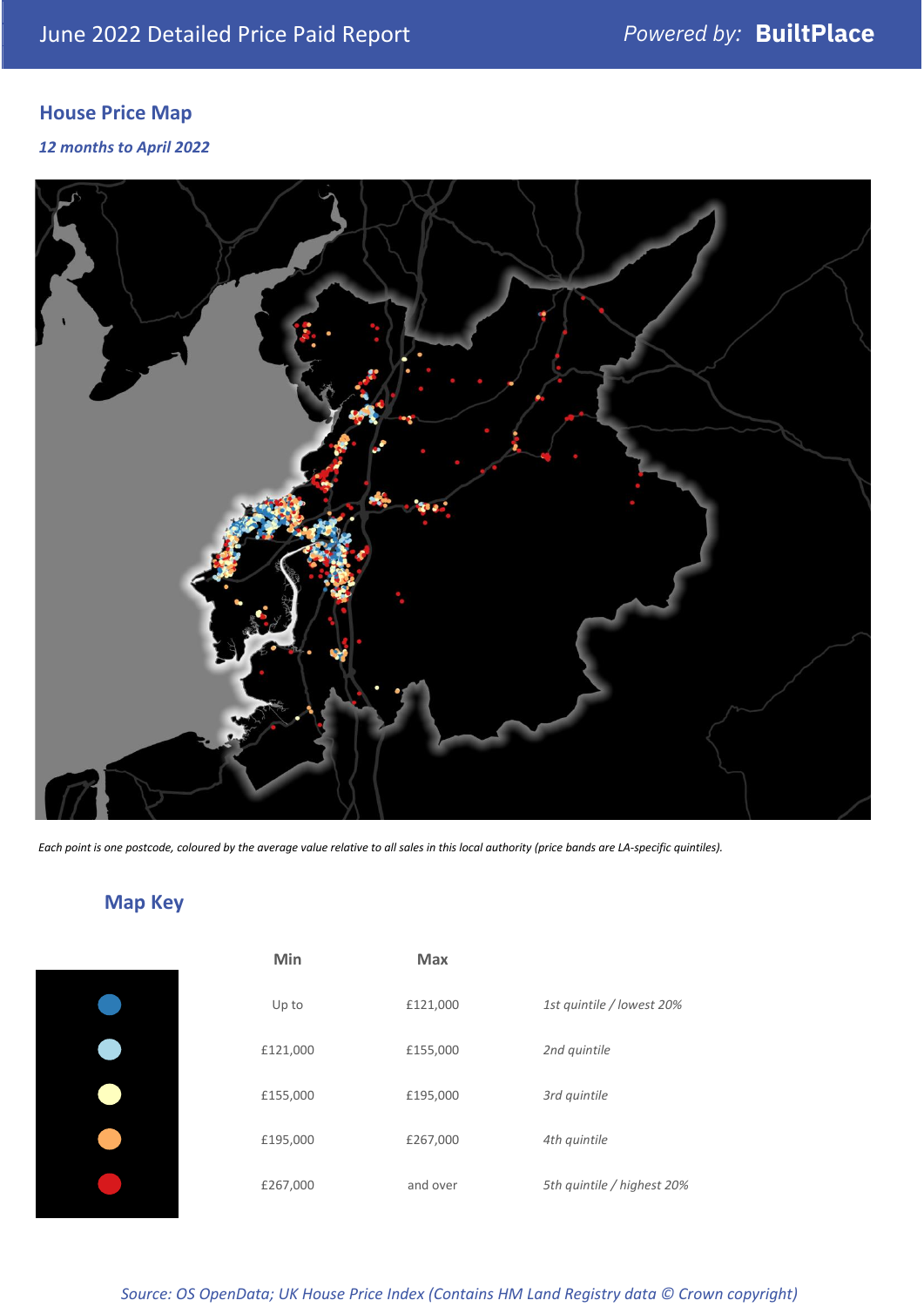## House Price Map

*12 months to April 2022*

*Each point is one postcode, coloured by the average value relative to all sales in this local authority (price bands are LA-specific quintiles).*

## Map Key

| | Min | Max | |
|---|---|---|---|
| | Up to | £121,000 | *1st quintile / lowest 20%* |
| | £121,000 | £155,000 | *2nd quintile* |
| | £155,000 | £195,000 | *3rd quintile* |
| | £195,000 | £267,000 | *4th quintile* |
| | £267,000 | and over | *5th quintile / highest 20%* |

*Source: OS OpenData; UK House Price Index (Contains HM Land Registry data © Crown copyright)*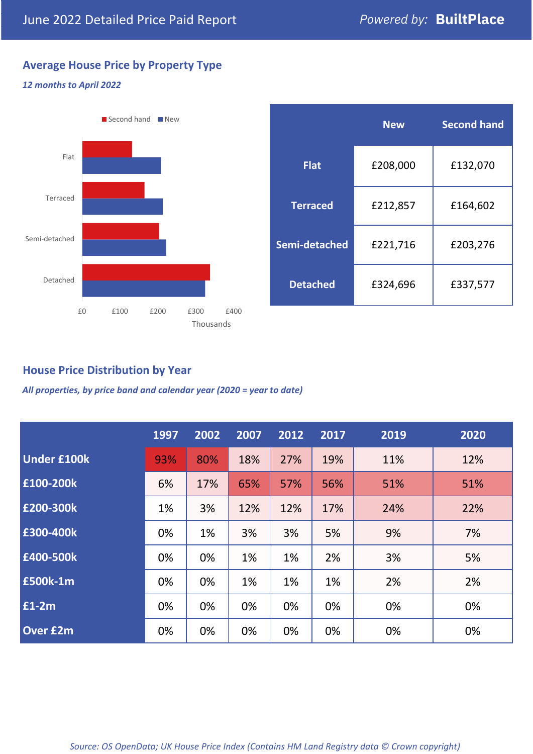# June 2022 Detailed Price Paid Report

*Powered by:* **BuiltPlace**

## Average House Price by Property Type

***12 months to April 2022***

|  | New | Second hand |
|---|---|---|
| **Flat** | £208,000 | £132,070 |
| **Terraced** | £212,857 | £164,602 |
| **Semi-detached** | £221,716 | £203,276 |
| **Detached** | £324,696 | £337,577 |

## House Price Distribution by Year

***All properties, by price band and calendar year (2020 = year to date)***

|  | 1997 | 2002 | 2007 | 2012 | 2017 | 2019 | 2020 |
|---|---|---|---|---|---|---|---|
| **Under £100k** | 93% | 80% | 18% | 27% | 19% | 11% | 12% |
| **£100-200k** | 6% | 17% | 65% | 57% | 56% | 51% | 51% |
| **£200-300k** | 1% | 3% | 12% | 12% | 17% | 24% | 22% |
| **£300-400k** | 0% | 1% | 3% | 3% | 5% | 9% | 7% |
| **£400-500k** | 0% | 0% | 1% | 1% | 2% | 3% | 5% |
| **£500k-1m** | 0% | 0% | 1% | 1% | 1% | 2% | 2% |
| **£1-2m** | 0% | 0% | 0% | 0% | 0% | 0% | 0% |
| **Over £2m** | 0% | 0% | 0% | 0% | 0% | 0% | 0% |

*Source: OS OpenData; UK House Price Index (Contains HM Land Registry data © Crown copyright)*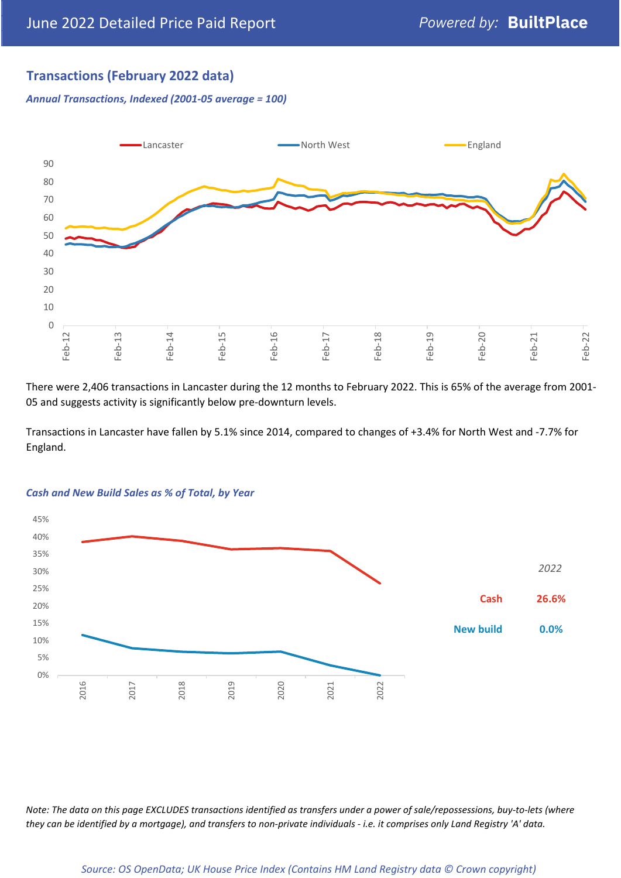## Transactions (February 2022 data)

*Annual Transactions, Indexed (2001-05 average = 100)*

There were 2,406 transactions in Lancaster during the 12 months to February 2022. This is 65% of the average from 2001-05 and suggests activity is significantly below pre-downturn levels.

Transactions in Lancaster have fallen by 5.1% since 2014, compared to changes of +3.4% for North West and -7.7% for England.

*Cash and New Build Sales as % of Total, by Year*

| *2022* | |
|---|---|
| Cash | 26.6% |
| New build | 0.0% |

*Note: The data on this page EXCLUDES transactions identified as transfers under a power of sale/repossessions, buy-to-lets (where they can be identified by a mortgage), and transfers to non-private individuals - i.e. it comprises only Land Registry 'A' data.*

*Source: OS OpenData; UK House Price Index (Contains HM Land Registry data © Crown copyright)*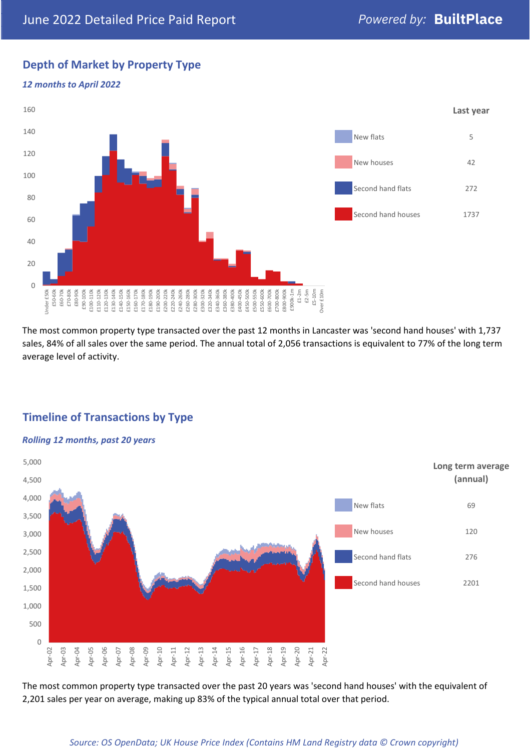June 2022 Detailed Price Paid Report

Powered by: **BuiltPlace**

## Depth of Market by Property Type

*12 months to April 2022*

160
140
120
100
80
60
40
20
0

Under £50k, £50-60k, £60-70k, £70-80k, £80-90k, £90-100k, £100-110k, £110-120k, £120-130k, £130-140k, £140-150k, £150-160k, £160-170k, £170-180k, £180-190k, £190-200k, £200-220k, £220-240k, £240-260k, £260-280k, £280-300k, £300-320k, £320-340k, £340-360k, £360-380k, £380-400k, £400-450k, £450-500k, £500-550k, £550-600k, £600-700k, £700-800k, £800-900k, £900k-1m, £1-2m, £2-5m, £5-10m, Over £10m

Last year

New flats 5
New houses 42
Second hand flats 272
Second hand houses 1737

The most common property type transacted over the past 12 months in Lancaster was 'second hand houses' with 1,737 sales, 84% of all sales over the same period. The annual total of 2,056 transactions is equivalent to 77% of the long term average level of activity.

## Timeline of Transactions by Type

*Rolling 12 months, past 20 years*

5,000
4,500
4,000
3,500
3,000
2,500
2,000
1,500
1,000
500
0

Apr-02, Apr-03, Apr-04, Apr-05, Apr-06, Apr-07, Apr-08, Apr-09, Apr-10, Apr-11, Apr-12, Apr-13, Apr-14, Apr-15, Apr-16, Apr-17, Apr-18, Apr-19, Apr-20, Apr-21, Apr-22

Long term average (annual)

New flats 69
New houses 120
Second hand flats 276
Second hand houses 2201

The most common property type transacted over the past 20 years was 'second hand houses' with the equivalent of 2,201 sales per year on average, making up 83% of the typical annual total over that period.

*Source: OS OpenData; UK House Price Index (Contains HM Land Registry data © Crown copyright)*